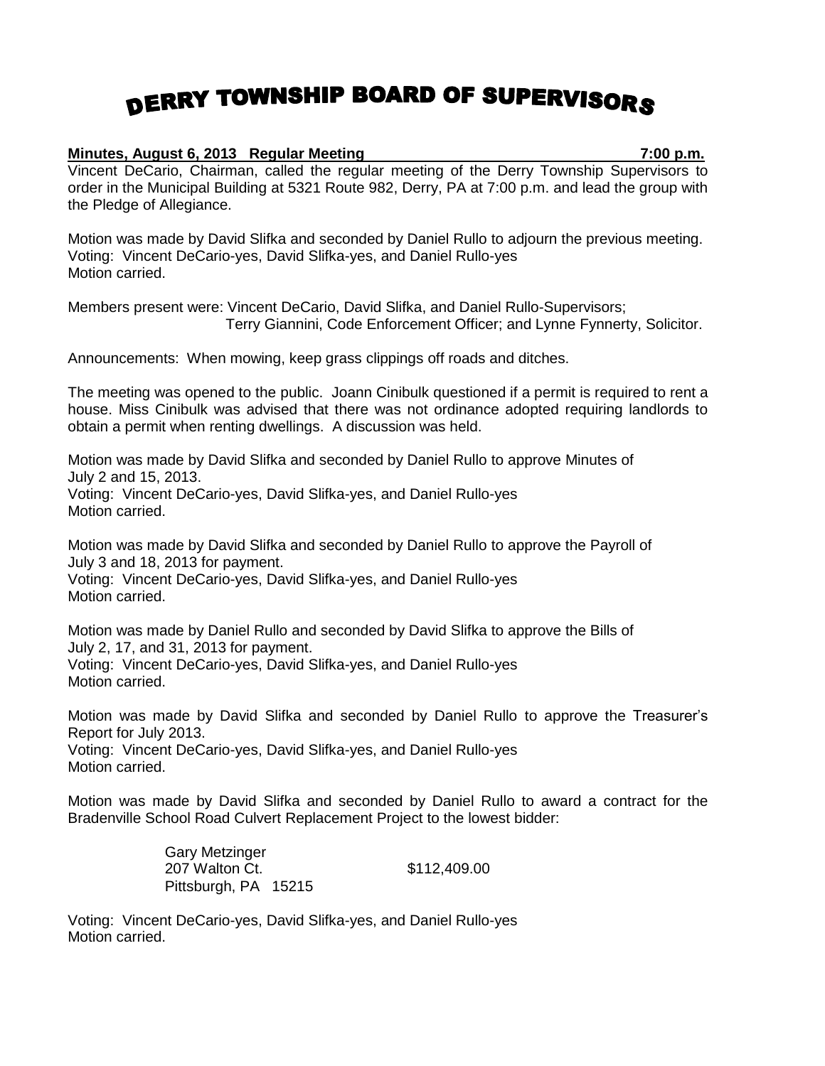# DERRY TOWNSHIP BOARD OF SUPERVISORS

**Minutes, August 6, 2013 Regular Meeting 7:00 p.m.**

Vincent DeCario, Chairman, called the regular meeting of the Derry Township Supervisors to order in the Municipal Building at 5321 Route 982, Derry, PA at 7:00 p.m. and lead the group with the Pledge of Allegiance.

Motion was made by David Slifka and seconded by Daniel Rullo to adjourn the previous meeting.
Voting: Vincent DeCario-yes, David Slifka-yes, and Daniel Rullo-yes
Motion carried.

Members present were: Vincent DeCario, David Slifka, and Daniel Rullo-Supervisors;
Terry Giannini, Code Enforcement Officer; and Lynne Fynnerty, Solicitor.

Announcements: When mowing, keep grass clippings off roads and ditches.

The meeting was opened to the public. Joann Cinibulk questioned if a permit is required to rent a house. Miss Cinibulk was advised that there was not ordinance adopted requiring landlords to obtain a permit when renting dwellings. A discussion was held.

Motion was made by David Slifka and seconded by Daniel Rullo to approve Minutes of July 2 and 15, 2013.
Voting: Vincent DeCario-yes, David Slifka-yes, and Daniel Rullo-yes
Motion carried.

Motion was made by David Slifka and seconded by Daniel Rullo to approve the Payroll of July 3 and 18, 2013 for payment.
Voting: Vincent DeCario-yes, David Slifka-yes, and Daniel Rullo-yes
Motion carried.

Motion was made by Daniel Rullo and seconded by David Slifka to approve the Bills of July 2, 17, and 31, 2013 for payment.
Voting: Vincent DeCario-yes, David Slifka-yes, and Daniel Rullo-yes
Motion carried.

Motion was made by David Slifka and seconded by Daniel Rullo to approve the Treasurer's Report for July 2013.
Voting: Vincent DeCario-yes, David Slifka-yes, and Daniel Rullo-yes
Motion carried.

Motion was made by David Slifka and seconded by Daniel Rullo to award a contract for the Bradenville School Road Culvert Replacement Project to the lowest bidder:

Gary Metzinger
207 Walton Ct. $112,409.00
Pittsburgh, PA 15215

Voting: Vincent DeCario-yes, David Slifka-yes, and Daniel Rullo-yes
Motion carried.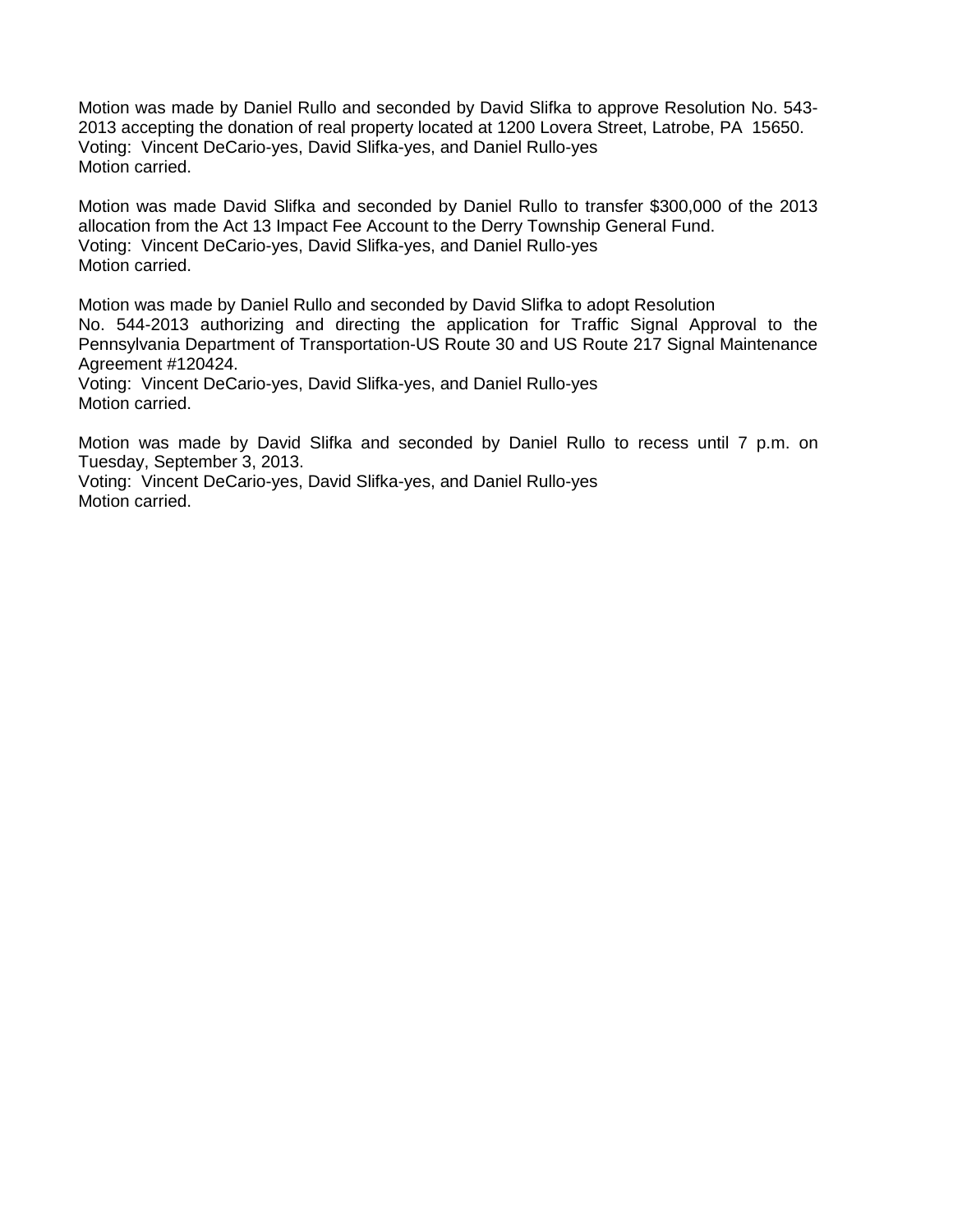Motion was made by Daniel Rullo and seconded by David Slifka to approve Resolution No. 543-2013 accepting the donation of real property located at 1200 Lovera Street, Latrobe, PA 15650.
Voting: Vincent DeCario-yes, David Slifka-yes, and Daniel Rullo-yes
Motion carried.

Motion was made David Slifka and seconded by Daniel Rullo to transfer $300,000 of the 2013 allocation from the Act 13 Impact Fee Account to the Derry Township General Fund.
Voting: Vincent DeCario-yes, David Slifka-yes, and Daniel Rullo-yes
Motion carried.

Motion was made by Daniel Rullo and seconded by David Slifka to adopt Resolution No. 544-2013 authorizing and directing the application for Traffic Signal Approval to the Pennsylvania Department of Transportation-US Route 30 and US Route 217 Signal Maintenance Agreement #120424.
Voting: Vincent DeCario-yes, David Slifka-yes, and Daniel Rullo-yes
Motion carried.

Motion was made by David Slifka and seconded by Daniel Rullo to recess until 7 p.m. on Tuesday, September 3, 2013.
Voting: Vincent DeCario-yes, David Slifka-yes, and Daniel Rullo-yes
Motion carried.